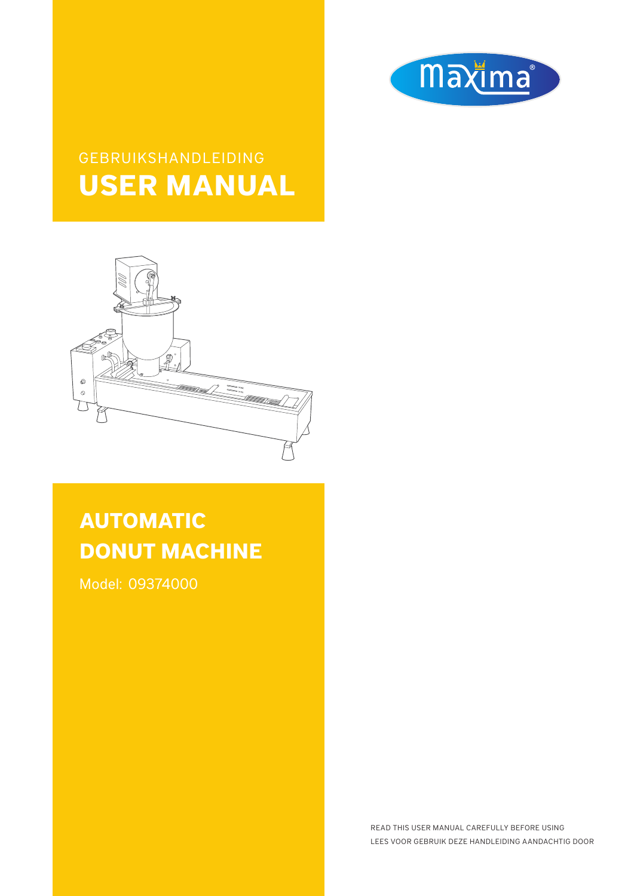GEBRUIKSHANDLEIDING

# USER MANUAL

## AUTOMATIC DONUT MACHINE

Model: 09374000

READ THIS USER MANUAL CAREFULLY BEFORE USING

LEES VOOR GEBRUIK DEZE HANDLEIDING AANDACHTIG DOOR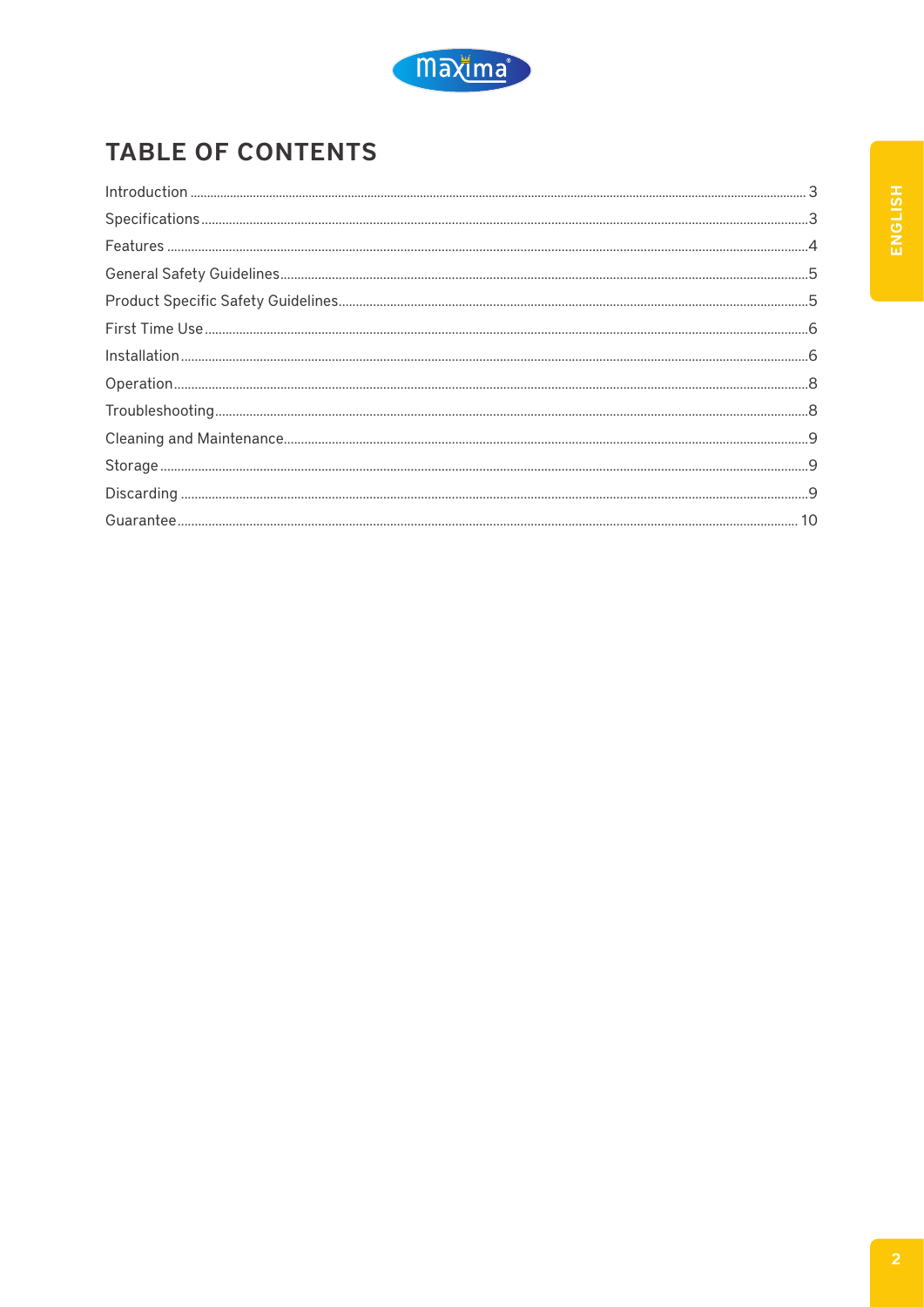# TABLE OF CONTENTS

| | |
|---|---|
| Introduction | 3 |
| Specifications | 3 |
| Features | 4 |
| General Safety Guidelines | 5 |
| Product Specific Safety Guidelines | 5 |
| First Time Use | 6 |
| Installation | 6 |
| Operation | 8 |
| Troubleshooting | 8 |
| Cleaning and Maintenance | 9 |
| Storage | 9 |
| Discarding | 9 |
| Guarantee | 10 |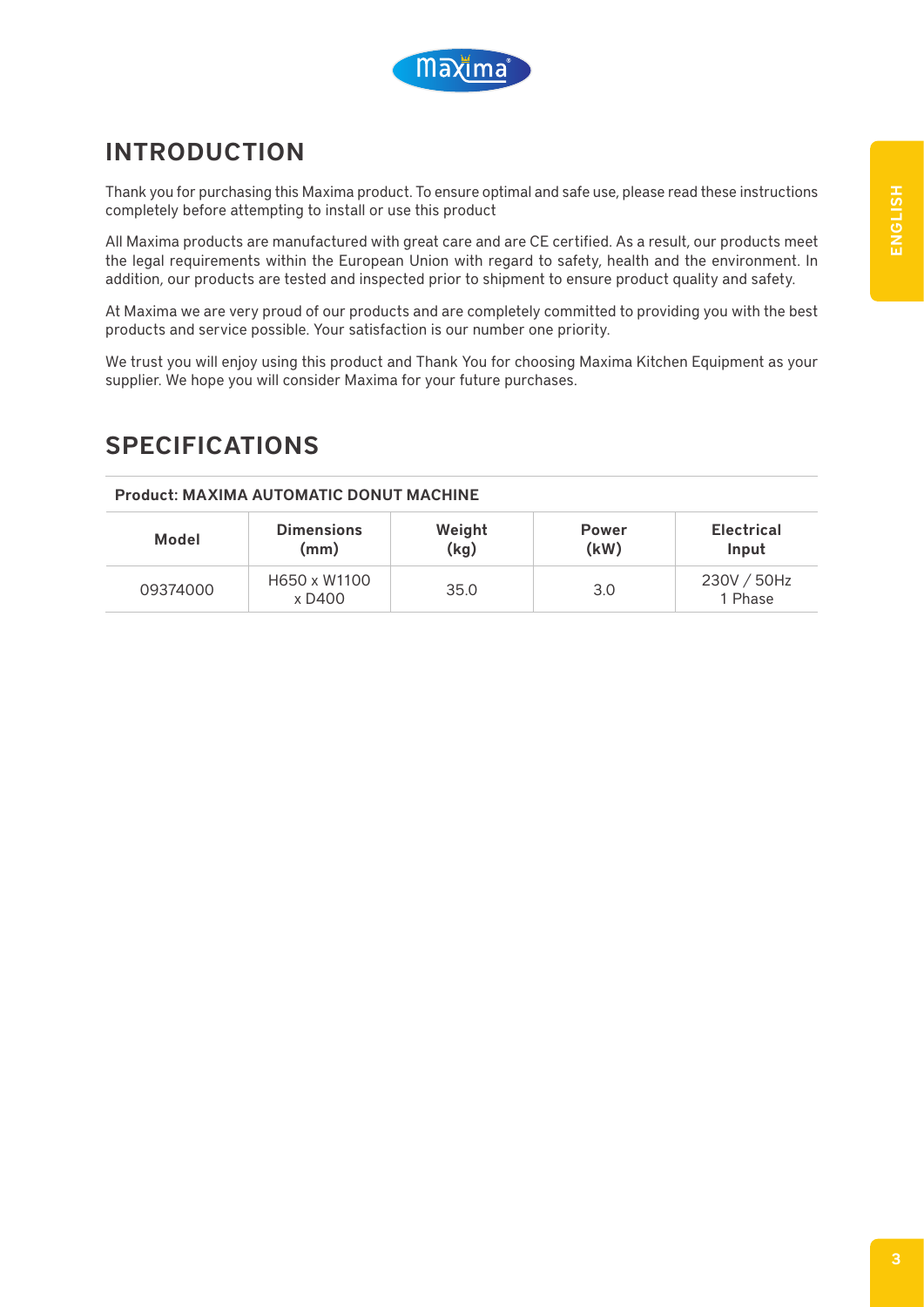## INTRODUCTION

Thank you for purchasing this Maxima product. To ensure optimal and safe use, please read these instructions completely before attempting to install or use this product

All Maxima products are manufactured with great care and are CE certified. As a result, our products meet the legal requirements within the European Union with regard to safety, health and the environment. In addition, our products are tested and inspected prior to shipment to ensure product quality and safety.

At Maxima we are very proud of our products and are completely committed to providing you with the best products and service possible. Your satisfaction is our number one priority.

We trust you will enjoy using this product and Thank You for choosing Maxima Kitchen Equipment as your supplier. We hope you will consider Maxima for your future purchases.

## SPECIFICATIONS

**Product: MAXIMA AUTOMATIC DONUT MACHINE**

| Model | Dimensions (mm) | Weight (kg) | Power (kW) | Electrical Input |
|---|---|---|---|---|
| 09374000 | H650 x W1100 x D400 | 35.0 | 3.0 | 230V / 50Hz 1 Phase |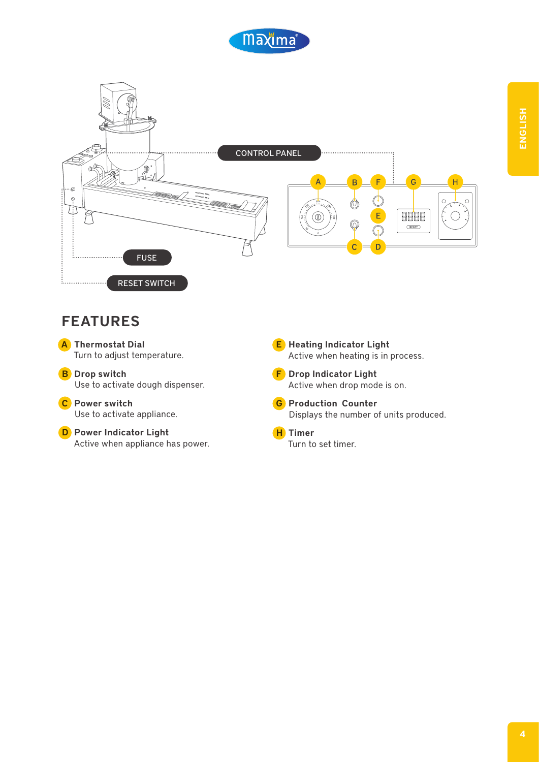CONTROL PANEL

FUSE

RESET SWITCH

## FEATURES

**A Thermostat Dial**
Turn to adjust temperature.

**B Drop switch**
Use to activate dough dispenser.

**C Power switch**
Use to activate appliance.

**D Power Indicator Light**
Active when appliance has power.

**E Heating Indicator Light**
Active when heating is in process.

**F Drop Indicator Light**
Active when drop mode is on.

**G Production Counter**
Displays the number of units produced.

**H Timer**
Turn to set timer.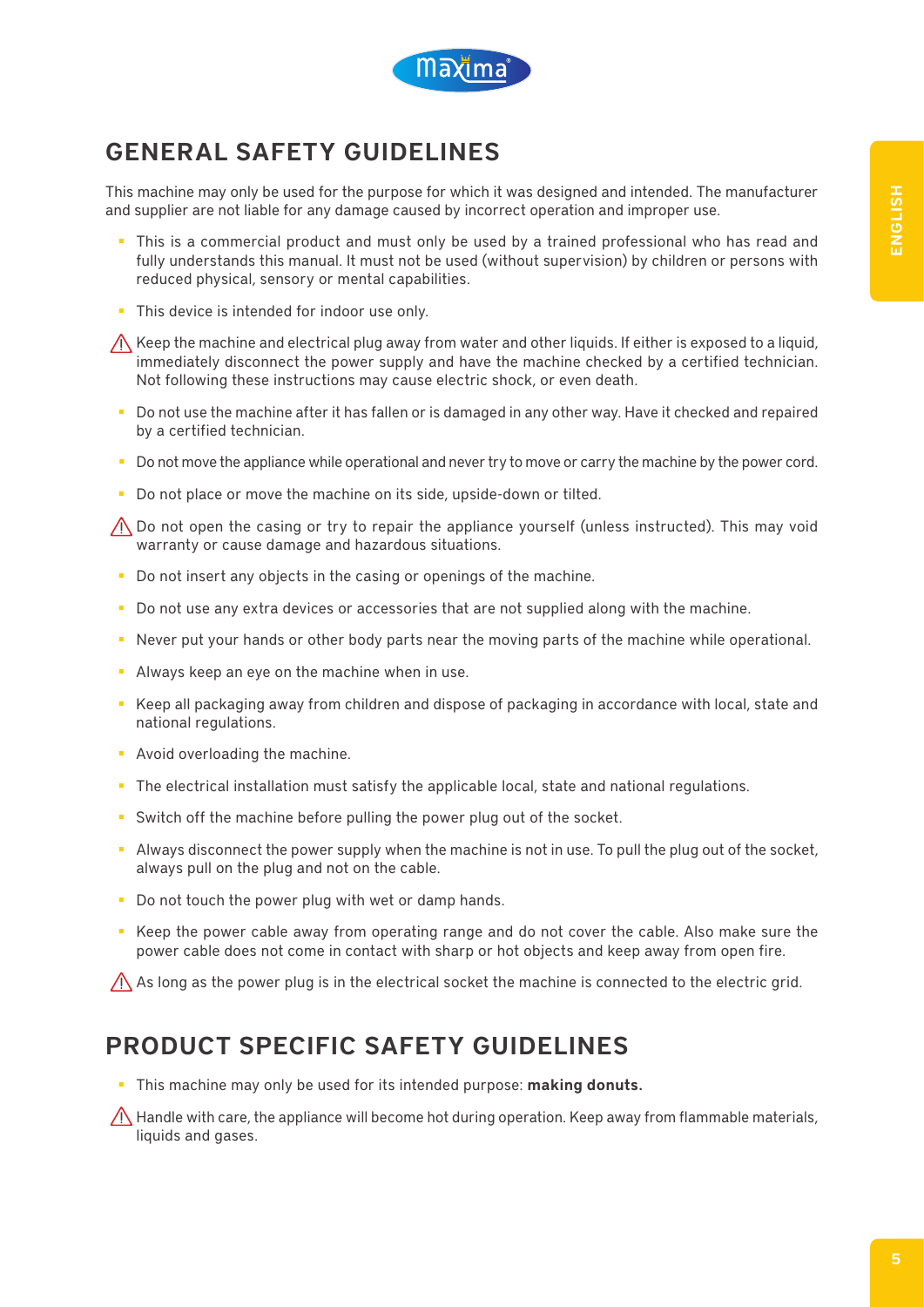## GENERAL SAFETY GUIDELINES

This machine may only be used for the purpose for which it was designed and intended. The manufacturer and supplier are not liable for any damage caused by incorrect operation and improper use.

- This is a commercial product and must only be used by a trained professional who has read and fully understands this manual. It must not be used (without supervision) by children or persons with reduced physical, sensory or mental capabilities.
- This device is intended for indoor use only.
- ⚠ Keep the machine and electrical plug away from water and other liquids. If either is exposed to a liquid, immediately disconnect the power supply and have the machine checked by a certified technician. Not following these instructions may cause electric shock, or even death.
- Do not use the machine after it has fallen or is damaged in any other way. Have it checked and repaired by a certified technician.
- Do not move the appliance while operational and never try to move or carry the machine by the power cord.
- Do not place or move the machine on its side, upside-down or tilted.
- ⚠ Do not open the casing or try to repair the appliance yourself (unless instructed). This may void warranty or cause damage and hazardous situations.
- Do not insert any objects in the casing or openings of the machine.
- Do not use any extra devices or accessories that are not supplied along with the machine.
- Never put your hands or other body parts near the moving parts of the machine while operational.
- Always keep an eye on the machine when in use.
- Keep all packaging away from children and dispose of packaging in accordance with local, state and national regulations.
- Avoid overloading the machine.
- The electrical installation must satisfy the applicable local, state and national regulations.
- Switch off the machine before pulling the power plug out of the socket.
- Always disconnect the power supply when the machine is not in use. To pull the plug out of the socket, always pull on the plug and not on the cable.
- Do not touch the power plug with wet or damp hands.
- Keep the power cable away from operating range and do not cover the cable. Also make sure the power cable does not come in contact with sharp or hot objects and keep away from open fire.
- ⚠ As long as the power plug is in the electrical socket the machine is connected to the electric grid.

## PRODUCT SPECIFIC SAFETY GUIDELINES

- This machine may only be used for its intended purpose: **making donuts.**
- ⚠ Handle with care, the appliance will become hot during operation. Keep away from flammable materials, liquids and gases.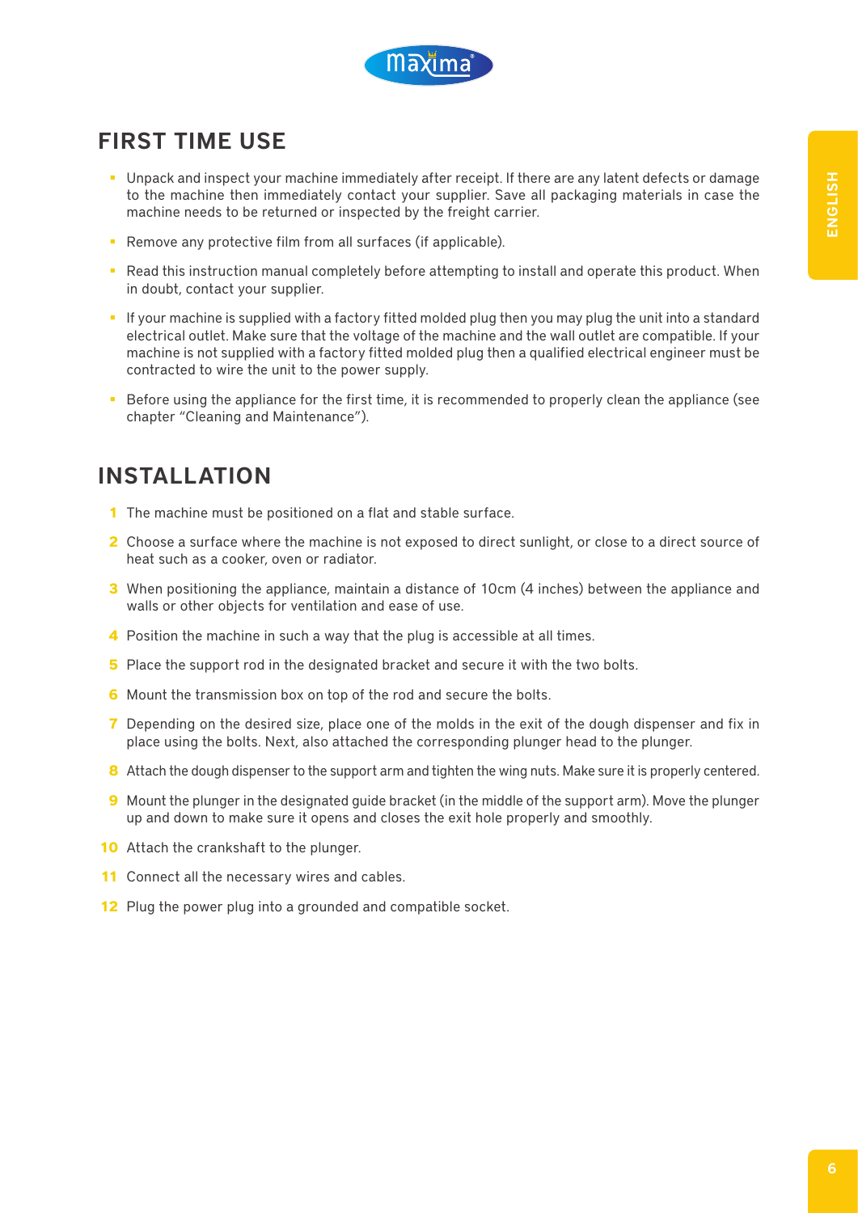## FIRST TIME USE

- Unpack and inspect your machine immediately after receipt. If there are any latent defects or damage to the machine then immediately contact your supplier. Save all packaging materials in case the machine needs to be returned or inspected by the freight carrier.
- Remove any protective film from all surfaces (if applicable).
- Read this instruction manual completely before attempting to install and operate this product. When in doubt, contact your supplier.
- If your machine is supplied with a factory fitted molded plug then you may plug the unit into a standard electrical outlet. Make sure that the voltage of the machine and the wall outlet are compatible. If your machine is not supplied with a factory fitted molded plug then a qualified electrical engineer must be contracted to wire the unit to the power supply.
- Before using the appliance for the first time, it is recommended to properly clean the appliance (see chapter "Cleaning and Maintenance").

## INSTALLATION

1. The machine must be positioned on a flat and stable surface.
2. Choose a surface where the machine is not exposed to direct sunlight, or close to a direct source of heat such as a cooker, oven or radiator.
3. When positioning the appliance, maintain a distance of 10cm (4 inches) between the appliance and walls or other objects for ventilation and ease of use.
4. Position the machine in such a way that the plug is accessible at all times.
5. Place the support rod in the designated bracket and secure it with the two bolts.
6. Mount the transmission box on top of the rod and secure the bolts.
7. Depending on the desired size, place one of the molds in the exit of the dough dispenser and fix in place using the bolts. Next, also attached the corresponding plunger head to the plunger.
8. Attach the dough dispenser to the support arm and tighten the wing nuts. Make sure it is properly centered.
9. Mount the plunger in the designated guide bracket (in the middle of the support arm). Move the plunger up and down to make sure it opens and closes the exit hole properly and smoothly.
10. Attach the crankshaft to the plunger.
11. Connect all the necessary wires and cables.
12. Plug the power plug into a grounded and compatible socket.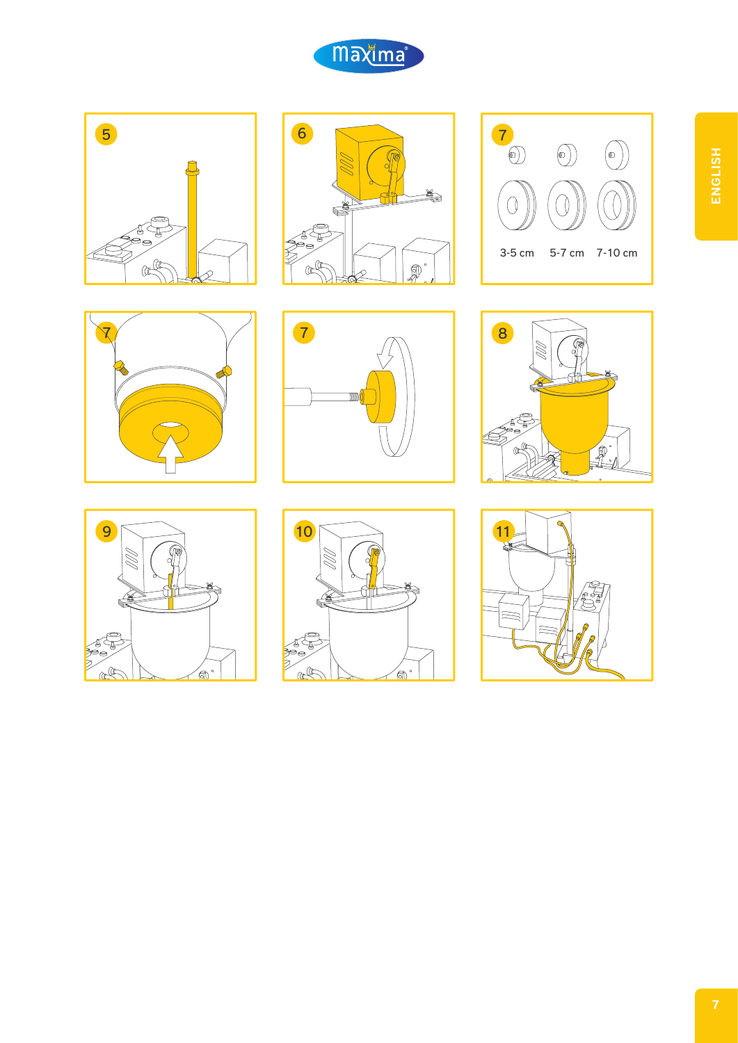5

6

7

3-5 cm 5-7 cm 7-10 cm

7

7

8

9

10

11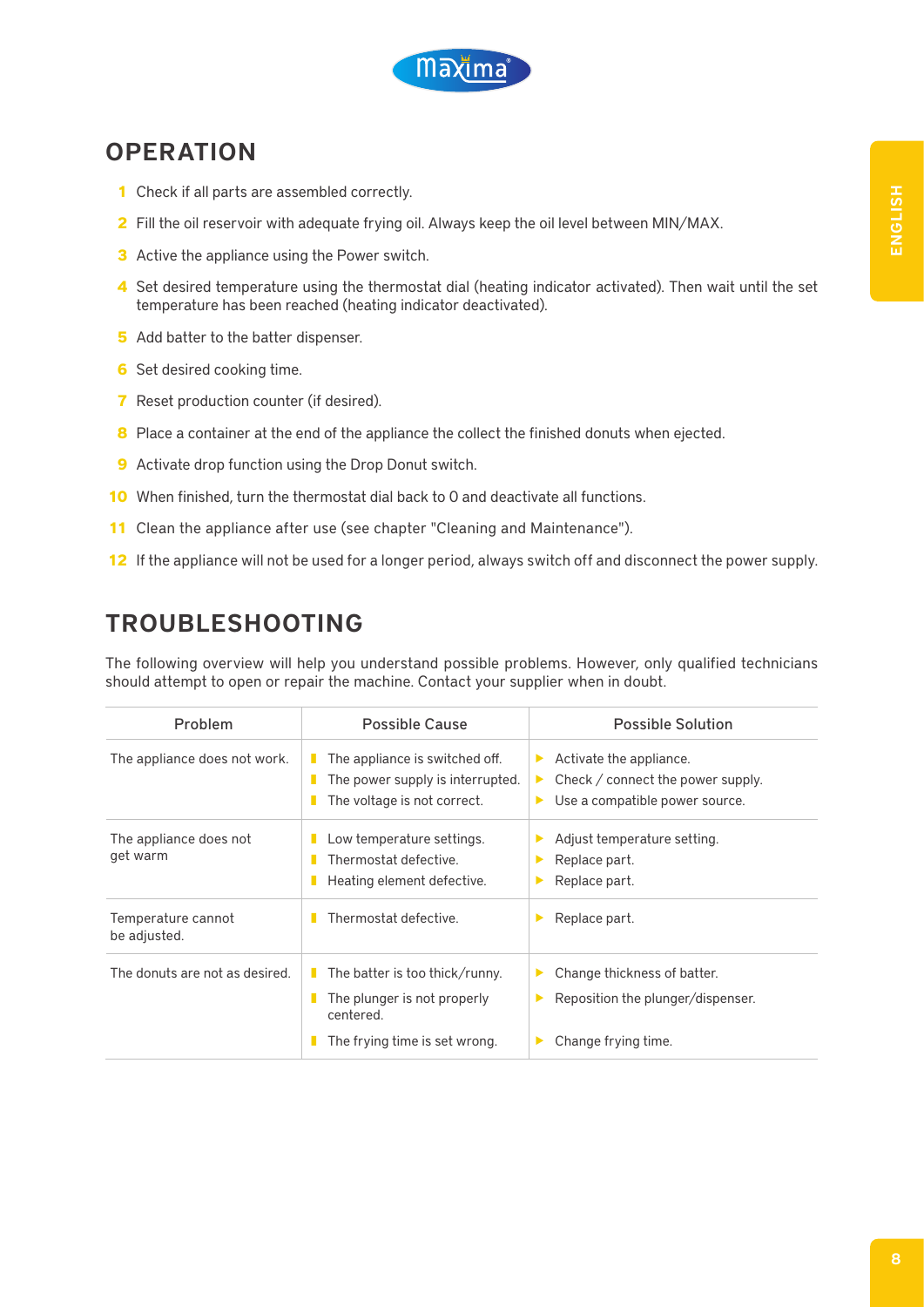## OPERATION

1. Check if all parts are assembled correctly.
2. Fill the oil reservoir with adequate frying oil. Always keep the oil level between MIN/MAX.
3. Active the appliance using the Power switch.
4. Set desired temperature using the thermostat dial (heating indicator activated). Then wait until the set temperature has been reached (heating indicator deactivated).
5. Add batter to the batter dispenser.
6. Set desired cooking time.
7. Reset production counter (if desired).
8. Place a container at the end of the appliance the collect the finished donuts when ejected.
9. Activate drop function using the Drop Donut switch.
10. When finished, turn the thermostat dial back to 0 and deactivate all functions.
11. Clean the appliance after use (see chapter "Cleaning and Maintenance").
12. If the appliance will not be used for a longer period, always switch off and disconnect the power supply.

## TROUBLESHOOTING

The following overview will help you understand possible problems. However, only qualified technicians should attempt to open or repair the machine. Contact your supplier when in doubt.

| Problem | Possible Cause | Possible Solution |
|---|---|---|
| The appliance does not work. | The appliance is switched off.<br>The power supply is interrupted.<br>The voltage is not correct. | Activate the appliance.<br>Check / connect the power supply.<br>Use a compatible power source. |
| The appliance does not get warm | Low temperature settings.<br>Thermostat defective.<br>Heating element defective. | Adjust temperature setting.<br>Replace part.<br>Replace part. |
| Temperature cannot be adjusted. | Thermostat defective. | Replace part. |
| The donuts are not as desired. | The batter is too thick/runny.<br>The plunger is not properly centered.<br>The frying time is set wrong. | Change thickness of batter.<br>Reposition the plunger/dispenser.<br>Change frying time. |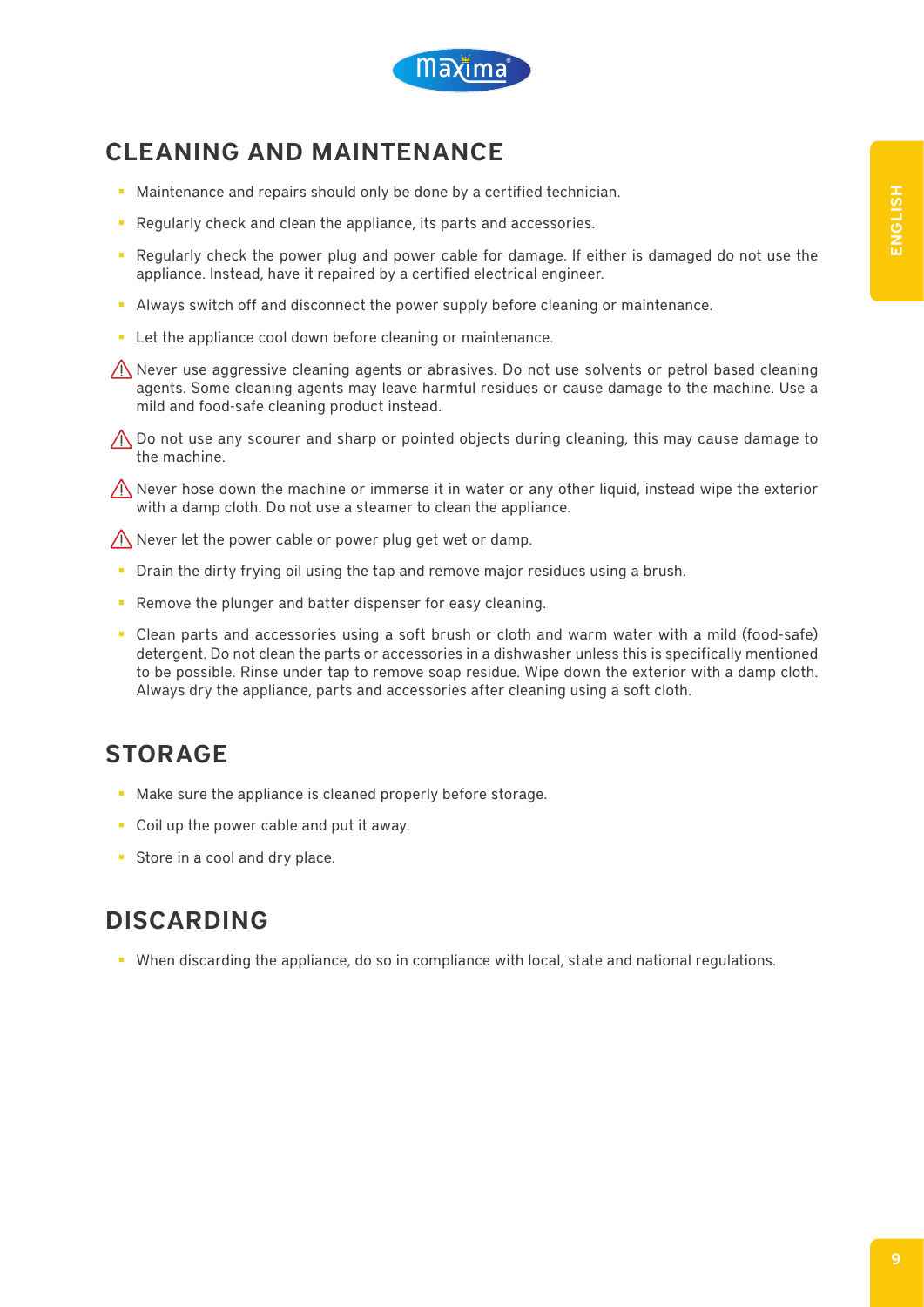## CLEANING AND MAINTENANCE

- Maintenance and repairs should only be done by a certified technician.
- Regularly check and clean the appliance, its parts and accessories.
- Regularly check the power plug and power cable for damage. If either is damaged do not use the appliance. Instead, have it repaired by a certified electrical engineer.
- Always switch off and disconnect the power supply before cleaning or maintenance.
- Let the appliance cool down before cleaning or maintenance.

⚠ Never use aggressive cleaning agents or abrasives. Do not use solvents or petrol based cleaning agents. Some cleaning agents may leave harmful residues or cause damage to the machine. Use a mild and food-safe cleaning product instead.

⚠ Do not use any scourer and sharp or pointed objects during cleaning, this may cause damage to the machine.

⚠ Never hose down the machine or immerse it in water or any other liquid, instead wipe the exterior with a damp cloth. Do not use a steamer to clean the appliance.

⚠ Never let the power cable or power plug get wet or damp.

- Drain the dirty frying oil using the tap and remove major residues using a brush.
- Remove the plunger and batter dispenser for easy cleaning.
- Clean parts and accessories using a soft brush or cloth and warm water with a mild (food-safe) detergent. Do not clean the parts or accessories in a dishwasher unless this is specifically mentioned to be possible. Rinse under tap to remove soap residue. Wipe down the exterior with a damp cloth. Always dry the appliance, parts and accessories after cleaning using a soft cloth.

## STORAGE

- Make sure the appliance is cleaned properly before storage.
- Coil up the power cable and put it away.
- Store in a cool and dry place.

## DISCARDING

- When discarding the appliance, do so in compliance with local, state and national regulations.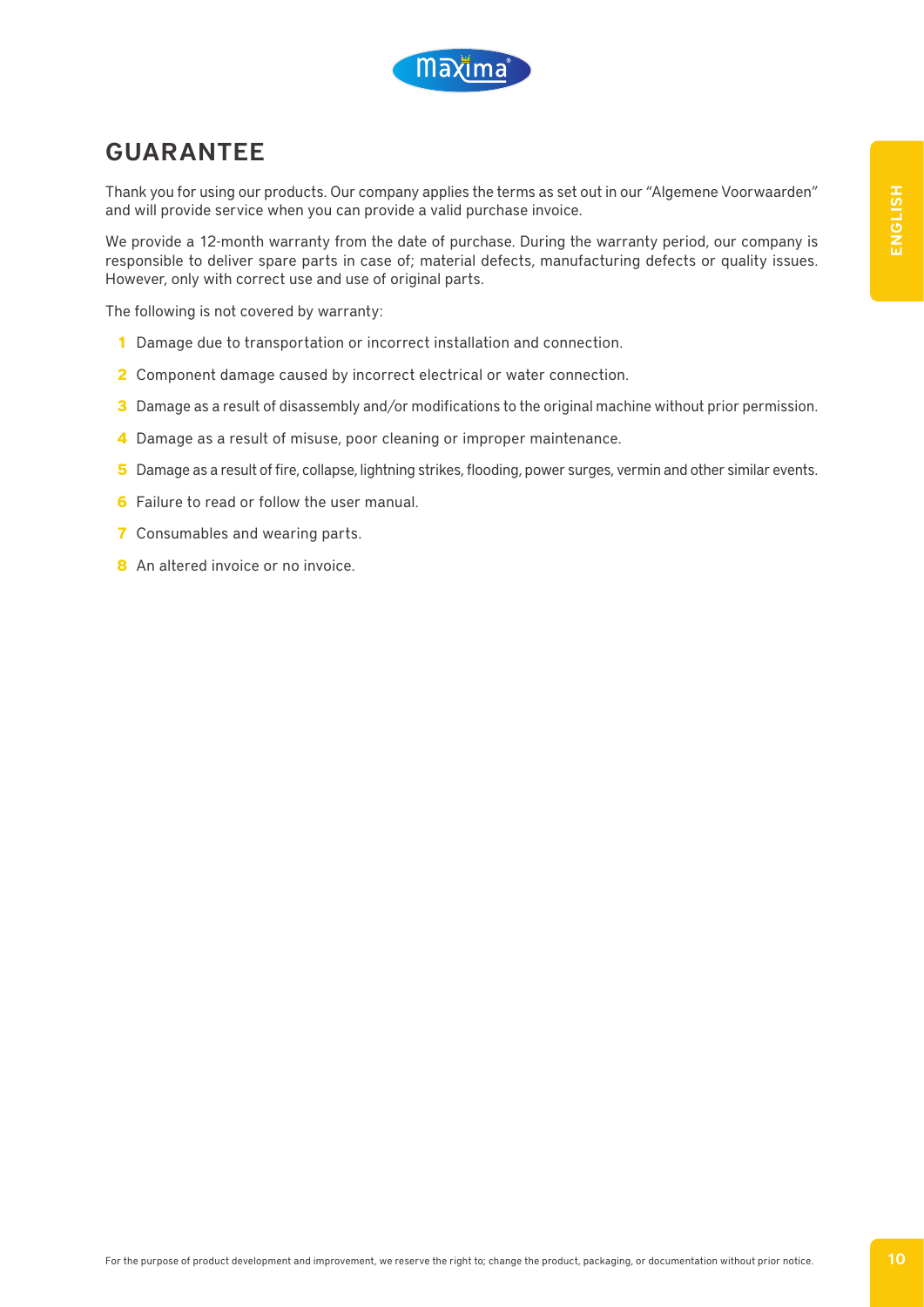## GUARANTEE

Thank you for using our products. Our company applies the terms as set out in our "Algemene Voorwaarden" and will provide service when you can provide a valid purchase invoice.

We provide a 12-month warranty from the date of purchase. During the warranty period, our company is responsible to deliver spare parts in case of; material defects, manufacturing defects or quality issues. However, only with correct use and use of original parts.

The following is not covered by warranty:

1. Damage due to transportation or incorrect installation and connection.
2. Component damage caused by incorrect electrical or water connection.
3. Damage as a result of disassembly and/or modifications to the original machine without prior permission.
4. Damage as a result of misuse, poor cleaning or improper maintenance.
5. Damage as a result of fire, collapse, lightning strikes, flooding, power surges, vermin and other similar events.
6. Failure to read or follow the user manual.
7. Consumables and wearing parts.
8. An altered invoice or no invoice.

For the purpose of product development and improvement, we reserve the right to; change the product, packaging, or documentation without prior notice.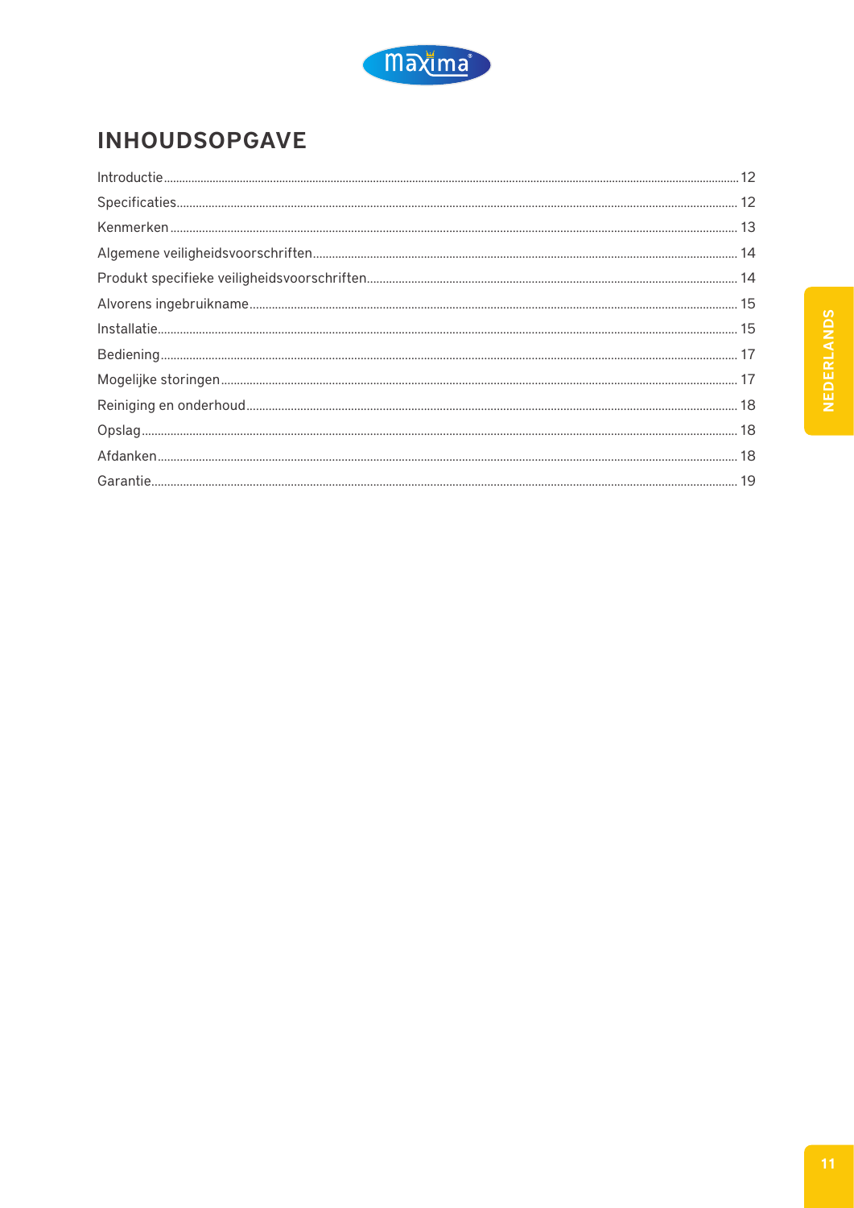# INHOUDSOPGAVE

| | |
|---|---|
| Introductie | 12 |
| Specificaties | 12 |
| Kenmerken | 13 |
| Algemene veiligheidsvoorschriften | 14 |
| Produkt specifieke veiligheidsvoorschriften | 14 |
| Alvorens ingebruikname | 15 |
| Installatie | 15 |
| Bediening | 17 |
| Mogelijke storingen | 17 |
| Reiniging en onderhoud | 18 |
| Opslag | 18 |
| Afdanken | 18 |
| Garantie | 19 |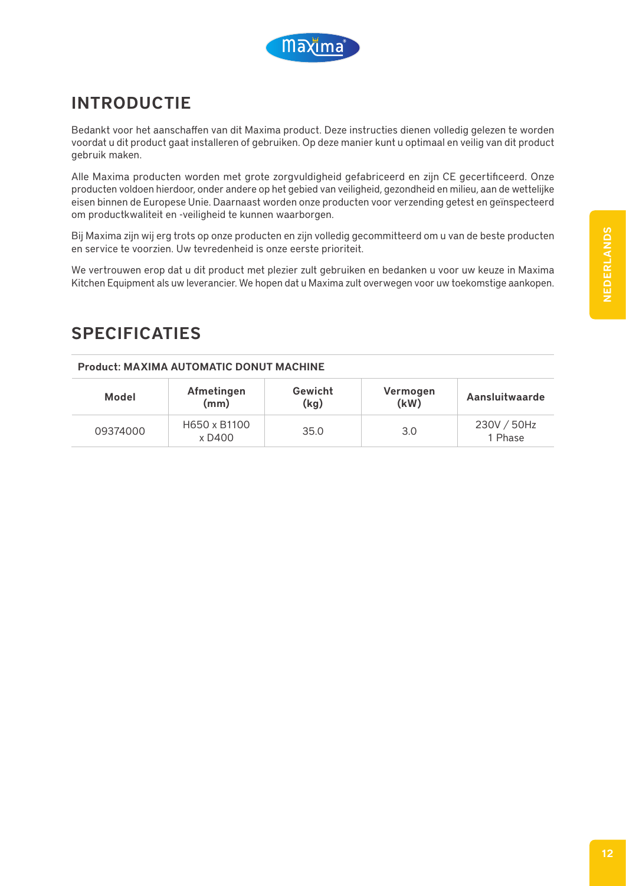## INTRODUCTIE

Bedankt voor het aanschaffen van dit Maxima product. Deze instructies dienen volledig gelezen te worden voordat u dit product gaat installeren of gebruiken. Op deze manier kunt u optimaal en veilig van dit product gebruik maken.

Alle Maxima producten worden met grote zorgvuldigheid gefabriceerd en zijn CE gecertificeerd. Onze producten voldoen hierdoor, onder andere op het gebied van veiligheid, gezondheid en milieu, aan de wettelijke eisen binnen de Europese Unie. Daarnaast worden onze producten voor verzending getest en geïnspecteerd om productkwaliteit en -veiligheid te kunnen waarborgen.

Bij Maxima zijn wij erg trots op onze producten en zijn volledig gecommitteerd om u van de beste producten en service te voorzien. Uw tevredenheid is onze eerste prioriteit.

We vertrouwen erop dat u dit product met plezier zult gebruiken en bedanken u voor uw keuze in Maxima Kitchen Equipment als uw leverancier. We hopen dat u Maxima zult overwegen voor uw toekomstige aankopen.

## SPECIFICATIES

**Product: MAXIMA AUTOMATIC DONUT MACHINE**

| Model | Afmetingen (mm) | Gewicht (kg) | Vermogen (kW) | Aansluitwaarde |
|---|---|---|---|---|
| 09374000 | H650 x B1100 x D400 | 35.0 | 3.0 | 230V / 50Hz 1 Phase |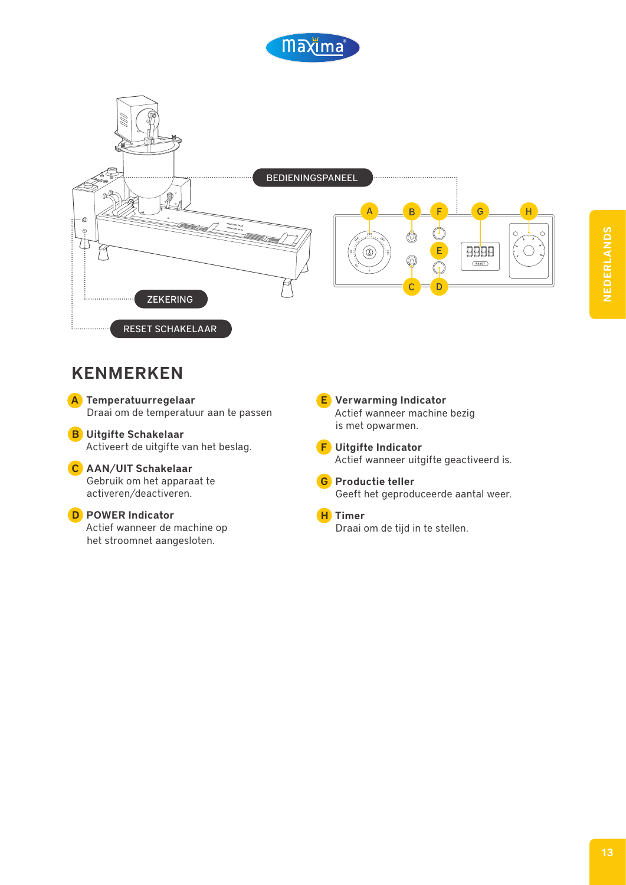BEDIENINGSPANEEL

ZEKERING

RESET SCHAKELAAR

## KENMERKEN

**A Temperatuurregelaar**
Draai om de temperatuur aan te passen

**B Uitgifte Schakelaar**
Activeert de uitgifte van het beslag.

**C AAN/UIT Schakelaar**
Gebruik om het apparaat te activeren/deactiveren.

**D POWER Indicator**
Actief wanneer de machine op het stroomnet aangesloten.

**E Verwarming Indicator**
Actief wanneer machine bezig is met opwarmen.

**F Uitgifte Indicator**
Actief wanneer uitgifte geactiveerd is.

**G Productie teller**
Geeft het geproduceerde aantal weer.

**H Timer**
Draai om de tijd in te stellen.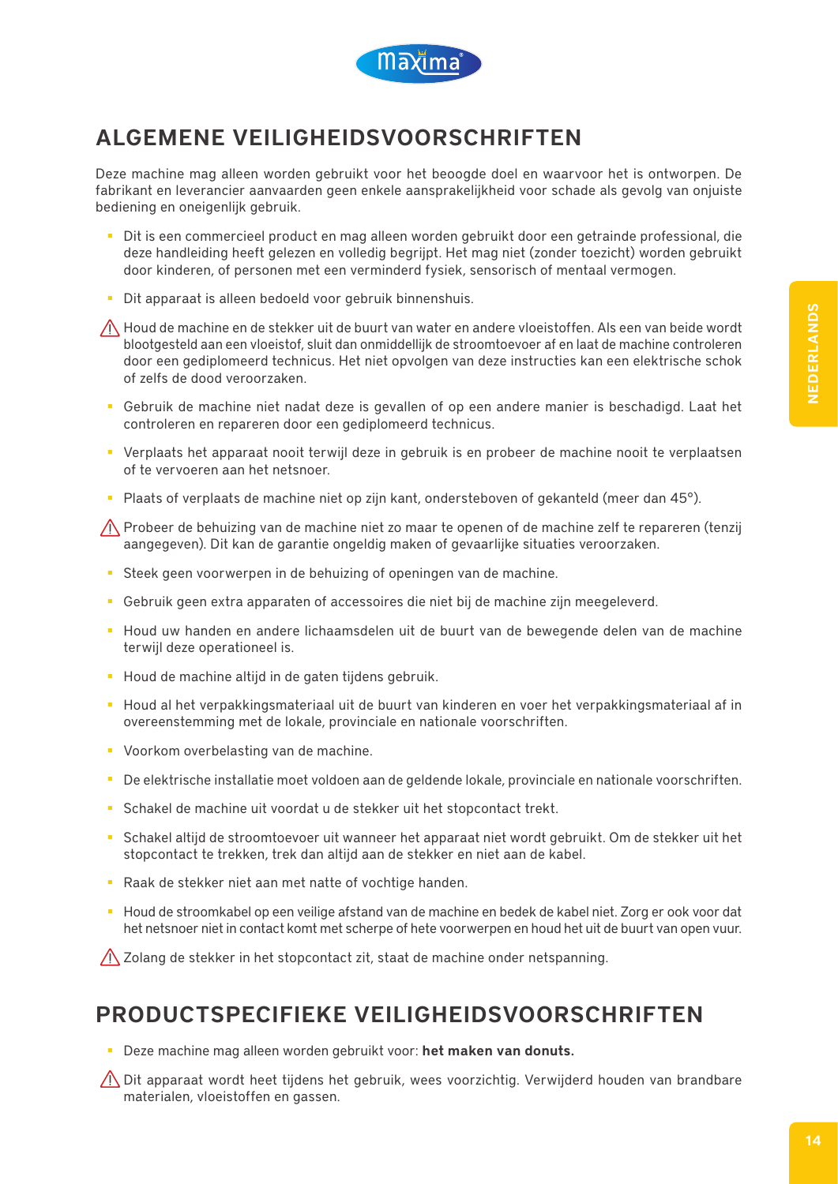# ALGEMENE VEILIGHEIDSVOORSCHRIFTEN

Deze machine mag alleen worden gebruikt voor het beoogde doel en waarvoor het is ontworpen. De fabrikant en leverancier aanvaarden geen enkele aansprakelijkheid voor schade als gevolg van onjuiste bediening en oneigenlijk gebruik.

- Dit is een commercieel product en mag alleen worden gebruikt door een getrainde professional, die deze handleiding heeft gelezen en volledig begrijpt. Het mag niet (zonder toezicht) worden gebruikt door kinderen, of personen met een verminderd fysiek, sensorisch of mentaal vermogen.
- Dit apparaat is alleen bedoeld voor gebruik binnenshuis.

⚠ Houd de machine en de stekker uit de buurt van water en andere vloeistoffen. Als een van beide wordt blootgesteld aan een vloeistof, sluit dan onmiddellijk de stroomtoevoer af en laat de machine controleren door een gediplomeerd technicus. Het niet opvolgen van deze instructies kan een elektrische schok of zelfs de dood veroorzaken.

- Gebruik de machine niet nadat deze is gevallen of op een andere manier is beschadigd. Laat het controleren en repareren door een gediplomeerd technicus.
- Verplaats het apparaat nooit terwijl deze in gebruik is en probeer de machine nooit te verplaatsen of te vervoeren aan het netsnoer.
- Plaats of verplaats de machine niet op zijn kant, ondersteboven of gekanteld (meer dan 45°).

⚠ Probeer de behuizing van de machine niet zo maar te openen of de machine zelf te repareren (tenzij aangegeven). Dit kan de garantie ongeldig maken of gevaarlijke situaties veroorzaken.

- Steek geen voorwerpen in de behuizing of openingen van de machine.
- Gebruik geen extra apparaten of accessoires die niet bij de machine zijn meegeleverd.
- Houd uw handen en andere lichaamsdelen uit de buurt van de bewegende delen van de machine terwijl deze operationeel is.
- Houd de machine altijd in de gaten tijdens gebruik.
- Houd al het verpakkingsmateriaal uit de buurt van kinderen en voer het verpakkingsmateriaal af in overeenstemming met de lokale, provinciale en nationale voorschriften.
- Voorkom overbelasting van de machine.
- De elektrische installatie moet voldoen aan de geldende lokale, provinciale en nationale voorschriften.
- Schakel de machine uit voordat u de stekker uit het stopcontact trekt.
- Schakel altijd de stroomtoevoer uit wanneer het apparaat niet wordt gebruikt. Om de stekker uit het stopcontact te trekken, trek dan altijd aan de stekker en niet aan de kabel.
- Raak de stekker niet aan met natte of vochtige handen.
- Houd de stroomkabel op een veilige afstand van de machine en bedek de kabel niet. Zorg er ook voor dat het netsnoer niet in contact komt met scherpe of hete voorwerpen en houd het uit de buurt van open vuur.

⚠ Zolang de stekker in het stopcontact zit, staat de machine onder netspanning.

# PRODUCTSPECIFIEKE VEILIGHEIDSVOORSCHRIFTEN

- Deze machine mag alleen worden gebruikt voor: **het maken van donuts.**

⚠ Dit apparaat wordt heet tijdens het gebruik, wees voorzichtig. Verwijderd houden van brandbare materialen, vloeistoffen en gassen.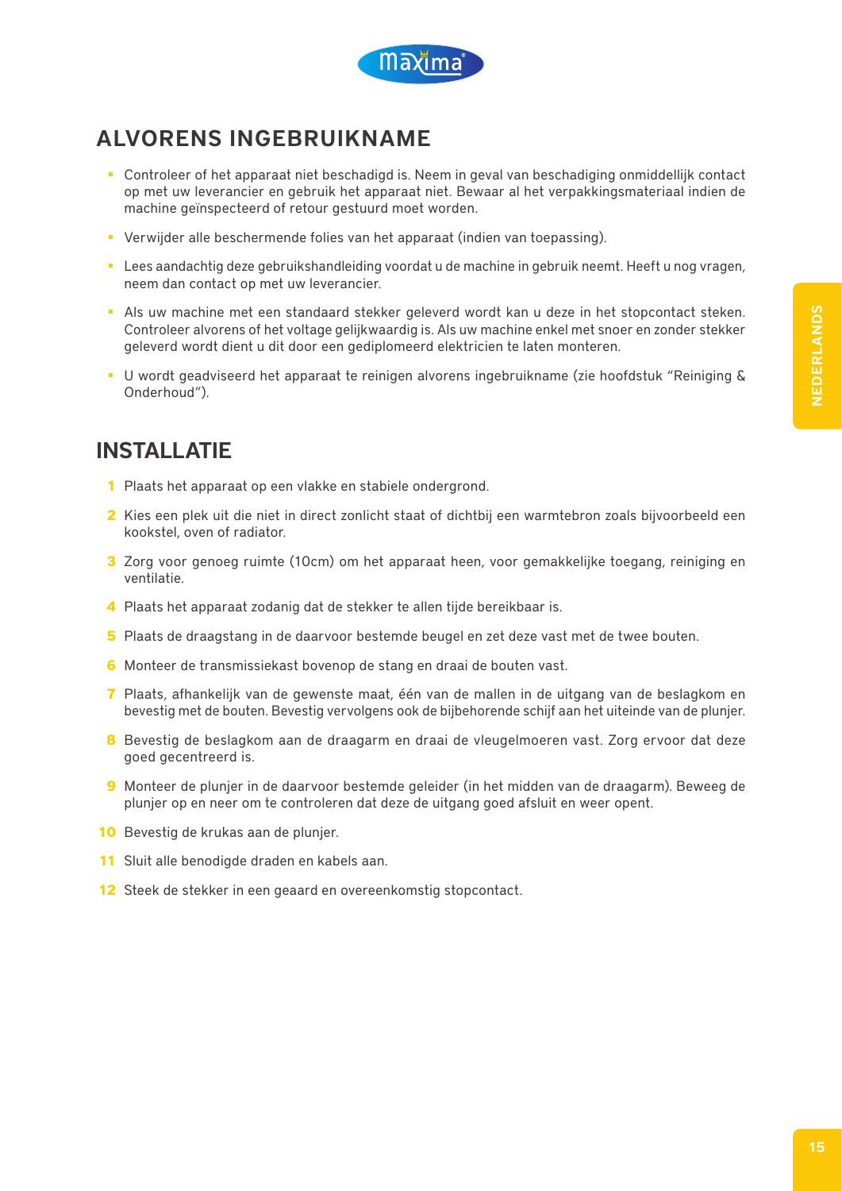## ALVORENS INGEBRUIKNAME

- Controleer of het apparaat niet beschadigd is. Neem in geval van beschadiging onmiddellijk contact op met uw leverancier en gebruik het apparaat niet. Bewaar al het verpakkingsmateriaal indien de machine geïnspecteerd of retour gestuurd moet worden.
- Verwijder alle beschermende folies van het apparaat (indien van toepassing).
- Lees aandachtig deze gebruikshandleiding voordat u de machine in gebruik neemt. Heeft u nog vragen, neem dan contact op met uw leverancier.
- Als uw machine met een standaard stekker geleverd wordt kan u deze in het stopcontact steken. Controleer alvorens of het voltage gelijkwaardig is. Als uw machine enkel met snoer en zonder stekker geleverd wordt dient u dit door een gediplomeerd elektricien te laten monteren.
- U wordt geadviseerd het apparaat te reinigen alvorens ingebruikname (zie hoofdstuk "Reiniging & Onderhoud").

## INSTALLATIE

1. Plaats het apparaat op een vlakke en stabiele ondergrond.
2. Kies een plek uit die niet in direct zonlicht staat of dichtbij een warmtebron zoals bijvoorbeeld een kookstel, oven of radiator.
3. Zorg voor genoeg ruimte (10cm) om het apparaat heen, voor gemakkelijke toegang, reiniging en ventilatie.
4. Plaats het apparaat zodanig dat de stekker te allen tijde bereikbaar is.
5. Plaats de draagstang in de daarvoor bestemde beugel en zet deze vast met de twee bouten.
6. Monteer de transmissiekast bovenop de stang en draai de bouten vast.
7. Plaats, afhankelijk van de gewenste maat, één van de mallen in de uitgang van de beslagkom en bevestig met de bouten. Bevestig vervolgens ook de bijbehorende schijf aan het uiteinde van de plunjer.
8. Bevestig de beslagkom aan de draagarm en draai de vleugelmoeren vast. Zorg ervoor dat deze goed gecentreerd is.
9. Monteer de plunjer in de daarvoor bestemde geleider (in het midden van de draagarm). Beweeg de plunjer op en neer om te controleren dat deze de uitgang goed afsluit en weer opent.
10. Bevestig de krukas aan de plunjer.
11. Sluit alle benodigde draden en kabels aan.
12. Steek de stekker in een geaard en overeenkomstig stopcontact.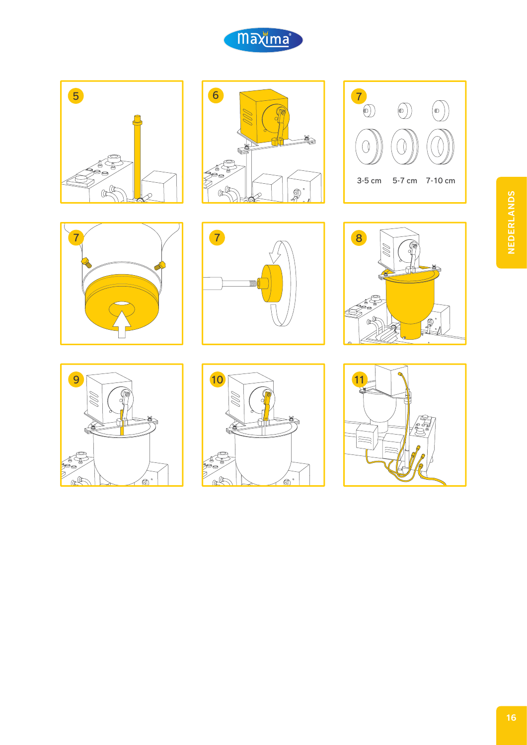5

6

7

3-5 cm 5-7 cm 7-10 cm

7

7

8

9

10

11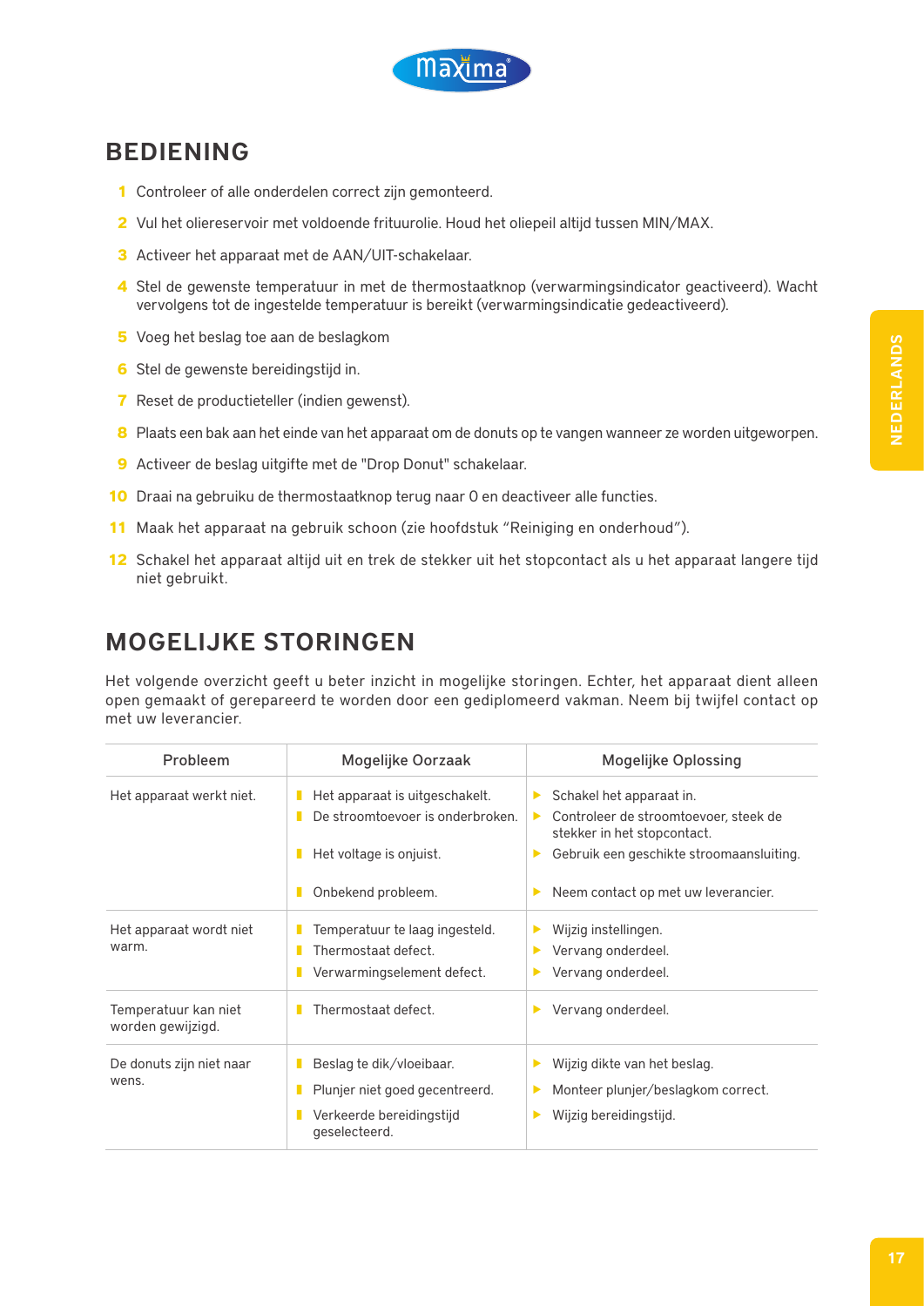## BEDIENING

1. Controleer of alle onderdelen correct zijn gemonteerd.
2. Vul het reservoir met voldoende frituurolie. Houd het oliepeil altijd tussen MIN/MAX.
3. Activeer het apparaat met de AAN/UIT-schakelaar.
4. Stel de gewenste temperatuur in met de thermostaatknop (verwarmingsindicator geactiveerd). Wacht vervolgens tot de ingestelde temperatuur is bereikt (verwarmingsindicatie gedeactiveerd).
5. Voeg het beslag toe aan de beslagkom
6. Stel de gewenste bereidingstijd in.
7. Reset de productieteller (indien gewenst).
8. Plaats een bak aan het einde van het apparaat om de donuts op te vangen wanneer ze worden uitgeworpen.
9. Activeer de beslag uitgifte met de "Drop Donut" schakelaar.
10. Draai na gebruiku de thermostaatknop terug naar 0 en deactiveer alle functies.
11. Maak het apparaat na gebruik schoon (zie hoofdstuk “Reiniging en onderhoud”).
12. Schakel het apparaat altijd uit en trek de stekker uit het stopcontact als u het apparaat langere tijd niet gebruikt.

## MOGELIJKE STORINGEN

Het volgende overzicht geeft u beter inzicht in mogelijke storingen. Echter, het apparaat dient alleen open gemaakt of gerepareerd te worden door een gediplomeerd vakman. Neem bij twijfel contact op met uw leverancier.

| Probleem | Mogelijke Oorzaak | Mogelijke Oplossing |
|---|---|---|
| Het apparaat werkt niet. | Het apparaat is uitgeschakelt.<br>De stroomtoevoer is onderbroken.<br>Het voltage is onjuist.<br>Onbekend probleem. | Schakel het apparaat in.<br>Controleer de stroomtoevoer, steek de stekker in het stopcontact.<br>Gebruik een geschikte stroomaansluiting.<br>Neem contact op met uw leverancier. |
| Het apparaat wordt niet warm. | Temperatuur te laag ingesteld.<br>Thermostaat defect.<br>Verwarmingselement defect. | Wijzig instellingen.<br>Vervang onderdeel.<br>Vervang onderdeel. |
| Temperatuur kan niet worden gewijzigd. | Thermostaat defect. | Vervang onderdeel. |
| De donuts zijn niet naar wens. | Beslag te dik/vloeibaar.<br>Plunjer niet goed gecentreerd.<br>Verkeerde bereidingstijd geselecteerd. | Wijzig dikte van het beslag.<br>Monteer plunjer/beslagkom correct.<br>Wijzig bereidingstijd. |

## BEDIENING

1. Controleer of alle onderdelen correct zijn gemonteerd.
2. Vul het oliereservoir met voldoende frituurolie. Houd het oliepeil altijd tussen MIN/MAX.
3. Activeer het apparaat met de AAN/UIT-schakelaar.
4. Stel de gewenste temperatuur in met de thermostaatknop (verwarmingsindicator geactiveerd). Wacht vervolgens tot de ingestelde temperatuur is bereikt (verwarmingsindicatie gedeactiveerd).
5. Voeg het beslag toe aan de beslagkom
6. Stel de gewenste bereidingstijd in.
7. Reset de productieteller (indien gewenst).
8. Plaats een bak aan het einde van het apparaat om de donuts op te vangen wanneer ze worden uitgeworpen.
9. Activeer de beslag uitgifte met de "Drop Donut" schakelaar.
10. Draai na gebruiku de thermostaatknop terug naar 0 en deactiveer alle functies.
11. Maak het apparaat na gebruik schoon (zie hoofdstuk “Reiniging en onderhoud”).
12. Schakel het apparaat altijd uit en trek de stekker uit het stopcontact als u het apparaat langere tijd niet gebruikt.

## MOGELIJKE STORINGEN

Het volgende overzicht geeft u beter inzicht in mogelijke storingen. Echter, het apparaat dient alleen open gemaakt of gerepareerd te worden door een gediplomeerd vakman. Neem bij twijfel contact op met uw leverancier.

| Probleem | Mogelijke Oorzaak | Mogelijke Oplossing |
|---|---|---|
| Het apparaat werkt niet. | Het apparaat is uitgeschakelt.<br>De stroomtoevoer is onderbroken.<br>Het voltage is onjuist.<br>Onbekend probleem. | Schakel het apparaat in.<br>Controleer de stroomtoevoer, steek de stekker in het stopcontact.<br>Gebruik een geschikte stroomaansluiting.<br>Neem contact op met uw leverancier. |
| Het apparaat wordt niet warm. | Temperatuur te laag ingesteld.<br>Thermostaat defect.<br>Verwarmingselement defect. | Wijzig instellingen.<br>Vervang onderdeel.<br>Vervang onderdeel. |
| Temperatuur kan niet worden gewijzigd. | Thermostaat defect. | Vervang onderdeel. |
| De donuts zijn niet naar wens. | Beslag te dik/vloeibaar.<br>Plunjer niet goed gecentreerd.<br>Verkeerde bereidingstijd geselecteerd. | Wijzig dikte van het beslag.<br>Monteer plunjer/beslagkom correct.<br>Wijzig bereidingstijd. |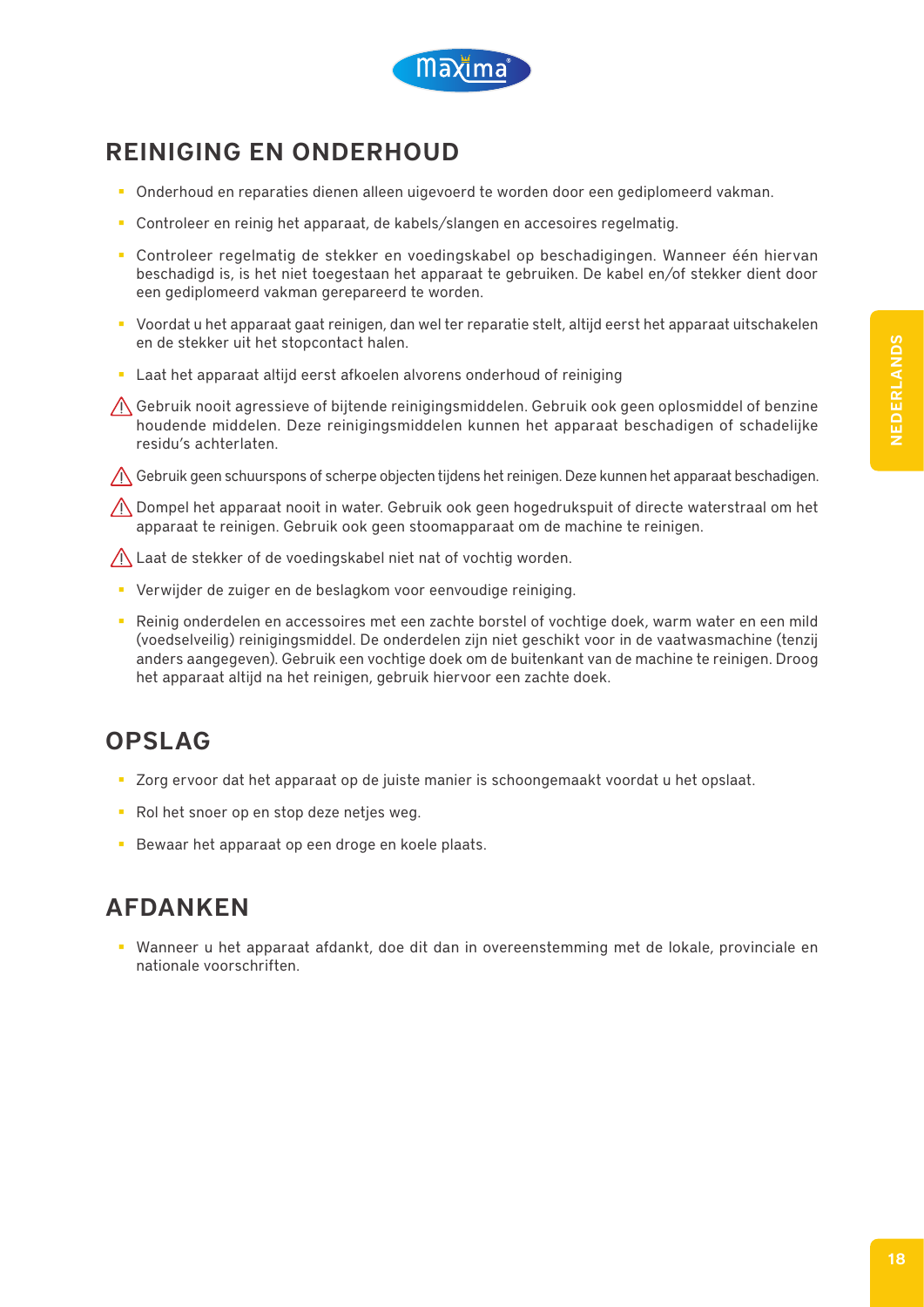## REINIGING EN ONDERHOUD

- Onderhoud en reparaties dienen alleen uigevoerd te worden door een gediplomeerd vakman.
- Controleer en reinig het apparaat, de kabels/slangen en accesoires regelmatig.
- Controleer regelmatig de stekker en voedingskabel op beschadigingen. Wanneer één hiervan beschadigd is, is het niet toegestaan het apparaat te gebruiken. De kabel en/of stekker dient door een gediplomeerd vakman gerepareerd te worden.
- Voordat u het apparaat gaat reinigen, dan wel ter reparatie stelt, altijd eerst het apparaat uitschakelen en de stekker uit het stopcontact halen.
- Laat het apparaat altijd eerst afkoelen alvorens onderhoud of reiniging

⚠ Gebruik nooit agressieve of bijtende reinigingsmiddelen. Gebruik ook geen oplosmiddel of benzine houdende middelen. Deze reinigingsmiddelen kunnen het apparaat beschadigen of schadelijke residu's achterlaten.

⚠ Gebruik geen schuurspons of scherpe objecten tijdens het reinigen. Deze kunnen het apparaat beschadigen.

⚠ Dompel het apparaat nooit in water. Gebruik ook geen hogedrukspuit of directe waterstraal om het apparaat te reinigen. Gebruik ook geen stoomapparaat om de machine te reinigen.

⚠ Laat de stekker of de voedingskabel niet nat of vochtig worden.

- Verwijder de zuiger en de beslagkom voor eenvoudige reiniging.
- Reinig onderdelen en accessoires met een zachte borstel of vochtige doek, warm water en een mild (voedselveilig) reinigingsmiddel. De onderdelen zijn niet geschikt voor in de vaatwasmachine (tenzij anders aangegeven). Gebruik een vochtige doek om de buitenkant van de machine te reinigen. Droog het apparaat altijd na het reinigen, gebruik hiervoor een zachte doek.

## OPSLAG

- Zorg ervoor dat het apparaat op de juiste manier is schoongemaakt voordat u het opslaat.
- Rol het snoer op en stop deze netjes weg.
- Bewaar het apparaat op een droge en koele plaats.

## AFDANKEN

- Wanneer u het apparaat afdankt, doe dit dan in overeenstemming met de lokale, provinciale en nationale voorschriften.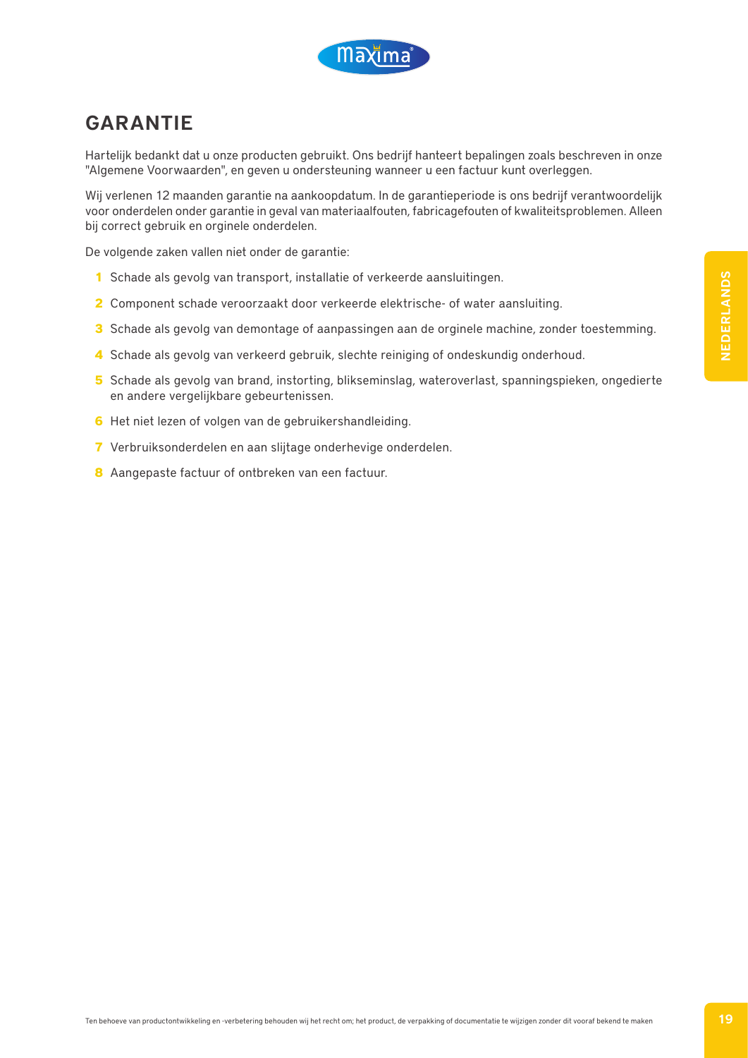## GARANTIE

Hartelijk bedankt dat u onze producten gebruikt. Ons bedrijf hanteert bepalingen zoals beschreven in onze "Algemene Voorwaarden", en geven u ondersteuning wanneer u een factuur kunt overleggen.

Wij verlenen 12 maanden garantie na aankoopdatum. In de garantieperiode is ons bedrijf verantwoordelijk voor onderdelen onder garantie in geval van materiaalfouten, fabricagefouten of kwaliteitsproblemen. Alleen bij correct gebruik en orginele onderdelen.

De volgende zaken vallen niet onder de garantie:

1. Schade als gevolg van transport, installatie of verkeerde aansluitingen.
2. Component schade veroorzaakt door verkeerde elektrische- of water aansluiting.
3. Schade als gevolg van demontage of aanpassingen aan de orginele machine, zonder toestemming.
4. Schade als gevolg van verkeerd gebruik, slechte reiniging of ondeskundig onderhoud.
5. Schade als gevolg van brand, instorting, blikseminslag, wateroverlast, spanningspieken, ongedierte en andere vergelijkbare gebeurtenissen.
6. Het niet lezen of volgen van de gebruikershandleiding.
7. Verbruiksonderdelen en aan slijtage onderhevige onderdelen.
8. Aangepaste factuur of ontbreken van een factuur.

Ten behoeve van productontwikkeling en -verbetering behouden wij het recht om; het product, de verpakking of documentatie te wijzigen zonder dit vooraf bekend te maken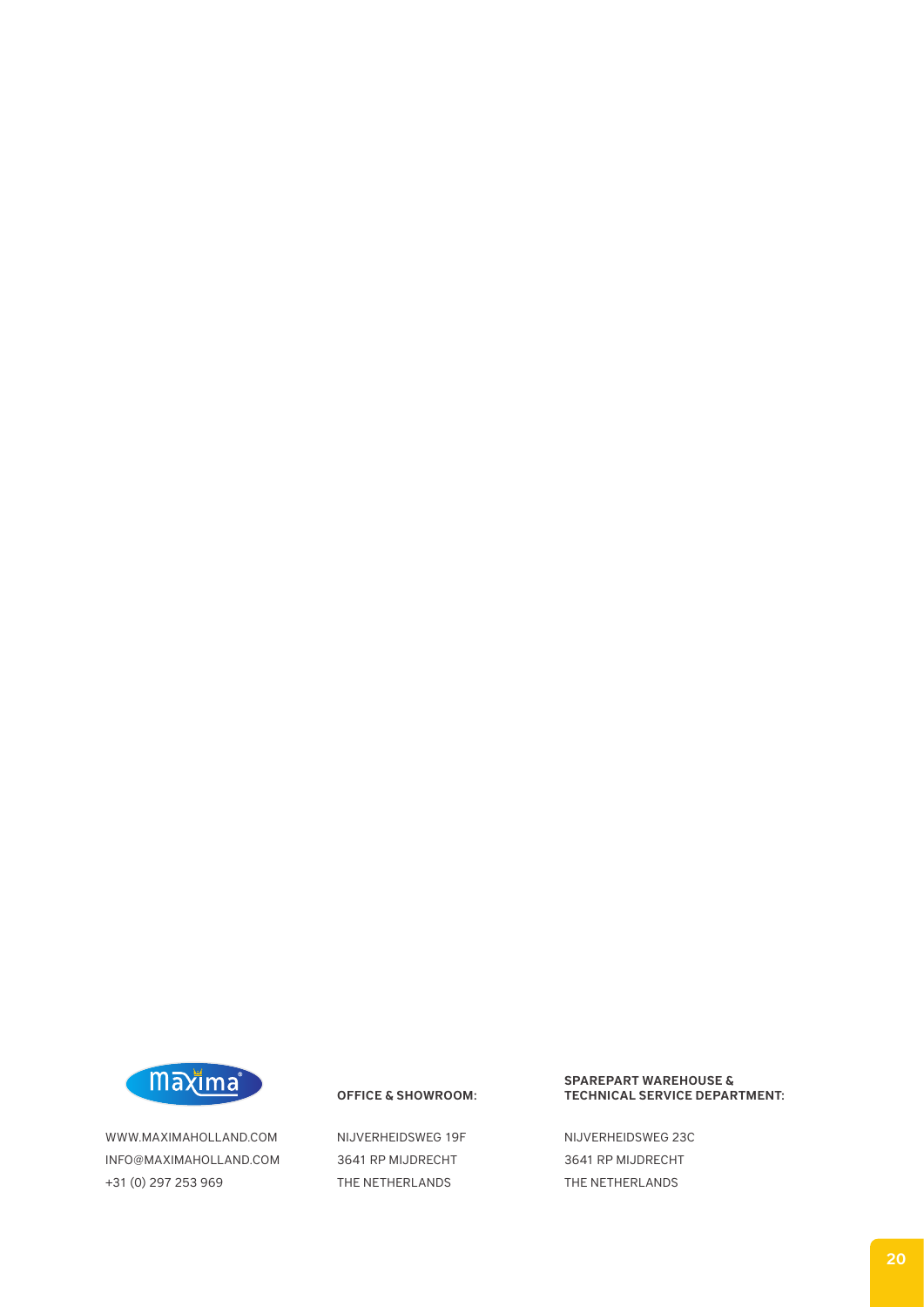WWW.MAXIMAHOLLAND.COM
INFO@MAXIMAHOLLAND.COM
+31 (0) 297 253 969

**OFFICE & SHOWROOM:**

NIJVERHEIDSWEG 19F
3641 RP MIJDRECHT
THE NETHERLANDS

**SPAREPART WAREHOUSE & TECHNICAL SERVICE DEPARTMENT:**

NIJVERHEIDSWEG 23C
3641 RP MIJDRECHT
THE NETHERLANDS